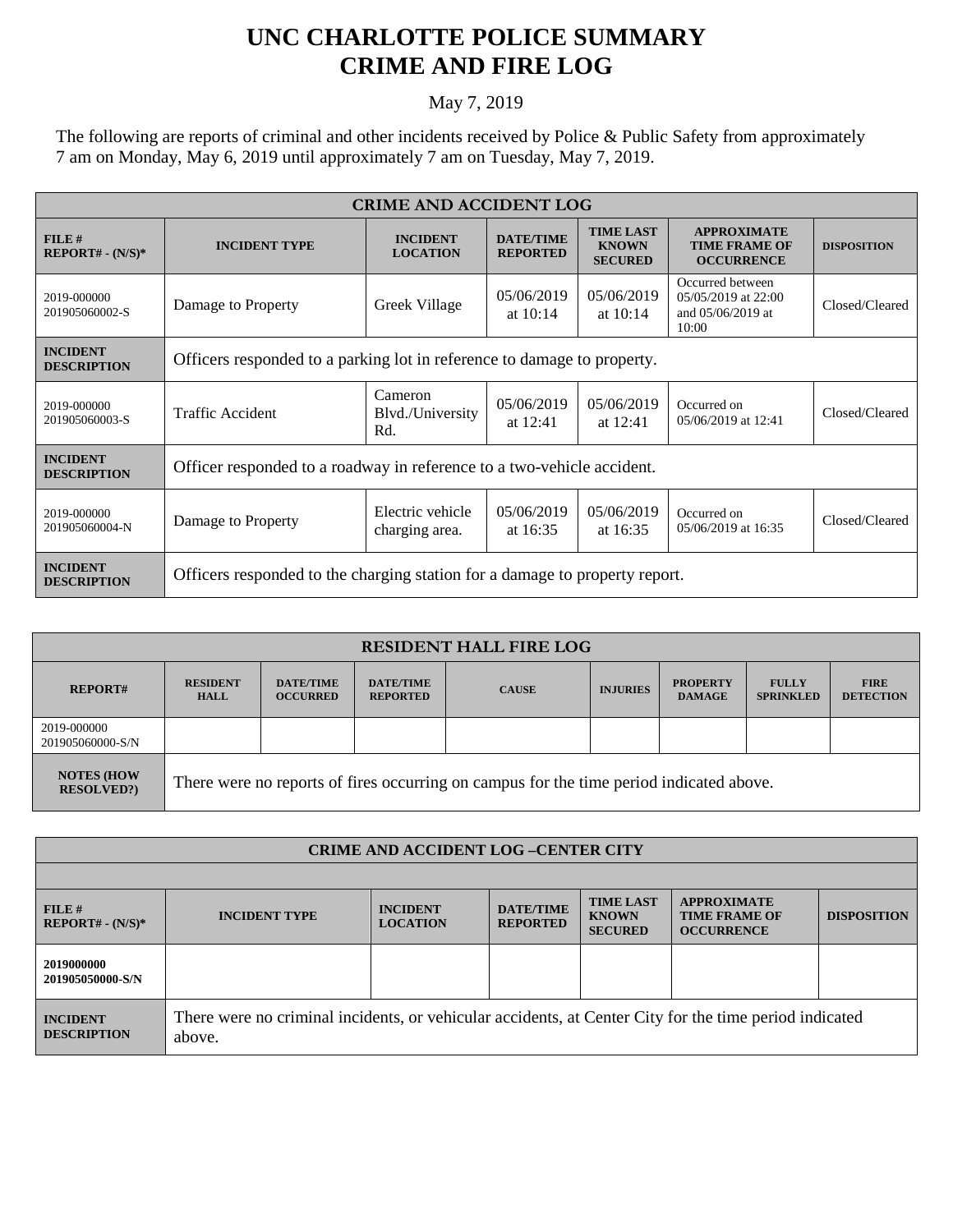# UNC CHARLOTTE POLICE SUMMARY
# CRIME AND FIRE LOG

May 7, 2019

The following are reports of criminal and other incidents received by Police & Public Safety from approximately 7 am on Monday, May 6, 2019 until approximately 7 am on Tuesday, May 7, 2019.

| CRIME AND ACCIDENT LOG | | | | | | |
|---|---|---|---|---|---|---|
| **FILE # REPORT# - (N/S)*** | **INCIDENT TYPE** | **INCIDENT LOCATION** | **DATE/TIME REPORTED** | **TIME LAST KNOWN SECURED** | **APPROXIMATE TIME FRAME OF OCCURRENCE** | **DISPOSITION** |
| 2019-000000 201905060002-S | Damage to Property | Greek Village | 05/06/2019 at 10:14 | 05/06/2019 at 10:14 | Occurred between 05/05/2019 at 22:00 and 05/06/2019 at 10:00 | Closed/Cleared |
| **INCIDENT DESCRIPTION** | Officers responded to a parking lot in reference to damage to property. | | | | | |
| 2019-000000 201905060003-S | Traffic Accident | Cameron Blvd./University Rd. | 05/06/2019 at 12:41 | 05/06/2019 at 12:41 | Occurred on 05/06/2019 at 12:41 | Closed/Cleared |
| **INCIDENT DESCRIPTION** | Officer responded to a roadway in reference to a two-vehicle accident. | | | | | |
| 2019-000000 201905060004-N | Damage to Property | Electric vehicle charging area. | 05/06/2019 at 16:35 | 05/06/2019 at 16:35 | Occurred on 05/06/2019 at 16:35 | Closed/Cleared |
| **INCIDENT DESCRIPTION** | Officers responded to the charging station for a damage to property report. | | | | | |

| RESIDENT HALL FIRE LOG | | | | | | | | |
|---|---|---|---|---|---|---|---|---|
| **REPORT#** | **RESIDENT HALL** | **DATE/TIME OCCURRED** | **DATE/TIME REPORTED** | **CAUSE** | **INJURIES** | **PROPERTY DAMAGE** | **FULLY SPRINKLED** | **FIRE DETECTION** |
| 2019-000000 201905060000-S/N | | | | | | | | |
| **NOTES (HOW RESOLVED?)** | There were no reports of fires occurring on campus for the time period indicated above. | | | | | | | |

| CRIME AND ACCIDENT LOG –CENTER CITY | | | | | | |
|---|---|---|---|---|---|---|
| **FILE # REPORT# - (N/S)*** | **INCIDENT TYPE** | **INCIDENT LOCATION** | **DATE/TIME REPORTED** | **TIME LAST KNOWN SECURED** | **APPROXIMATE TIME FRAME OF OCCURRENCE** | **DISPOSITION** |
| **2019000000 201905050000-S/N** | | | | | | |
| **INCIDENT DESCRIPTION** | There were no criminal incidents, or vehicular accidents, at Center City for the time period indicated above. | | | | | |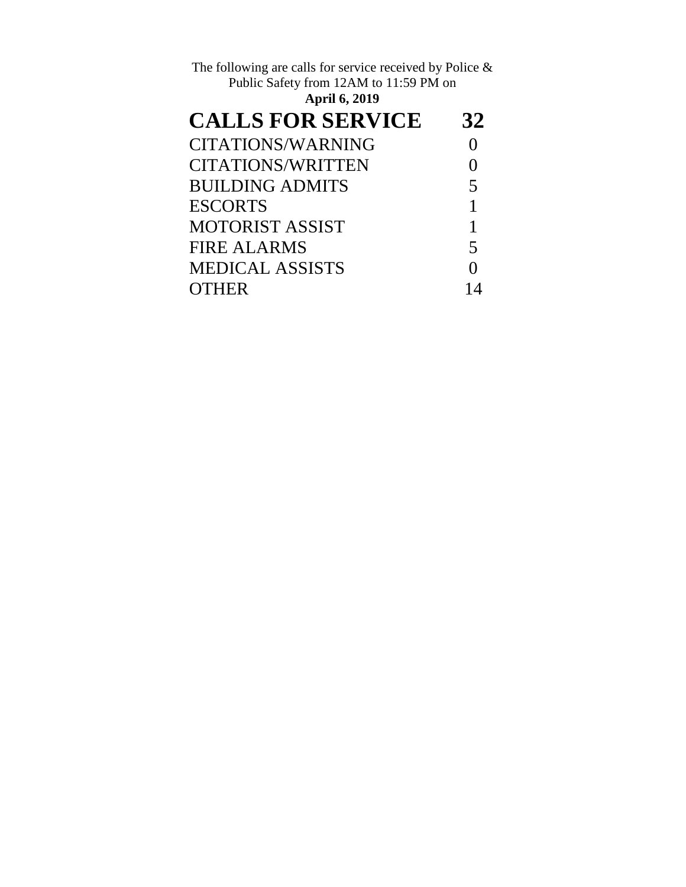The following are calls for service received by Police & Public Safety from 12AM to 11:59 PM on

**April 6, 2019**

| | |
|---|---|
| **CALLS FOR SERVICE** | **32** |
| CITATIONS/WARNING | 0 |
| CITATIONS/WRITTEN | 0 |
| BUILDING ADMITS | 5 |
| ESCORTS | 1 |
| MOTORIST ASSIST | 1 |
| FIRE ALARMS | 5 |
| MEDICAL ASSISTS | 0 |
| OTHER | 14 |